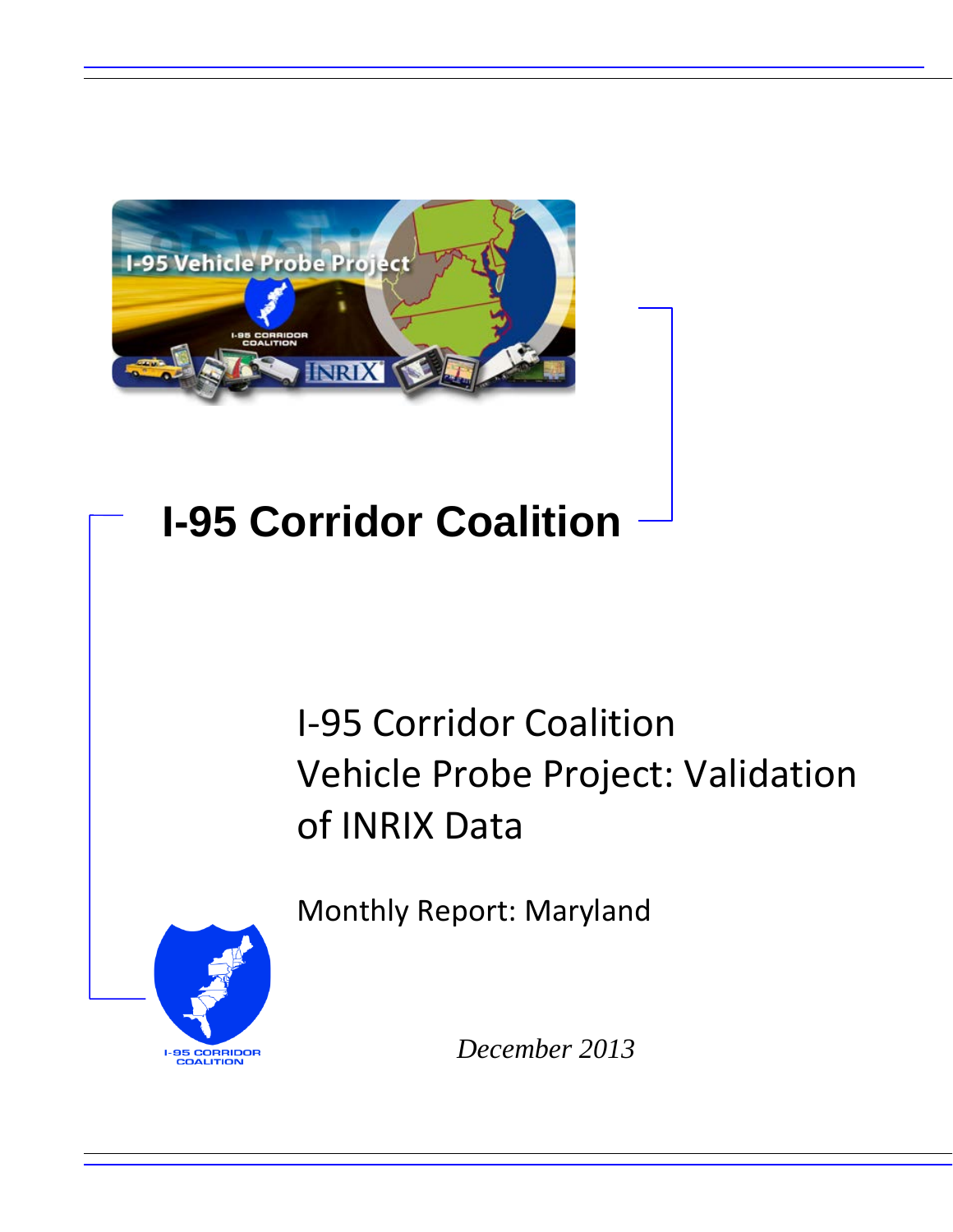# I-95 Corridor Coalition

## I-95 Corridor Coalition Vehicle Probe Project: Validation of INRIX Data

Monthly Report: Maryland

*December 2013*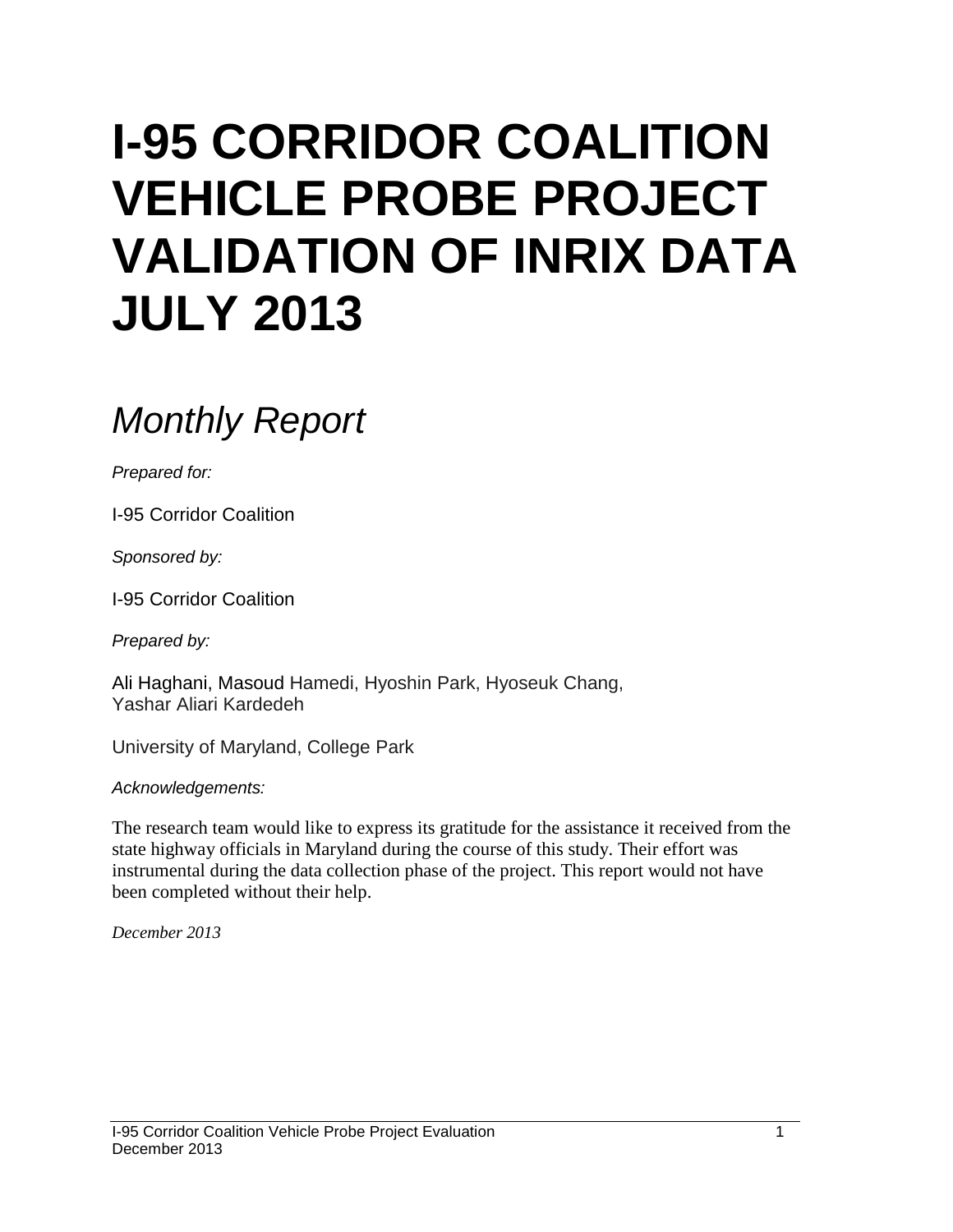# I-95 CORRIDOR COALITION VEHICLE PROBE PROJECT VALIDATION OF INRIX DATA JULY 2013

## *Monthly Report*

*Prepared for:*

I-95 Corridor Coalition

*Sponsored by:*

I-95 Corridor Coalition

*Prepared by:*

Ali Haghani, Masoud Hamedi, Hyoshin Park, Hyoseuk Chang, Yashar Aliari Kardedeh

University of Maryland, College Park

*Acknowledgements:*

The research team would like to express its gratitude for the assistance it received from the state highway officials in Maryland during the course of this study. Their effort was instrumental during the data collection phase of the project. This report would not have been completed without their help.

*December 2013*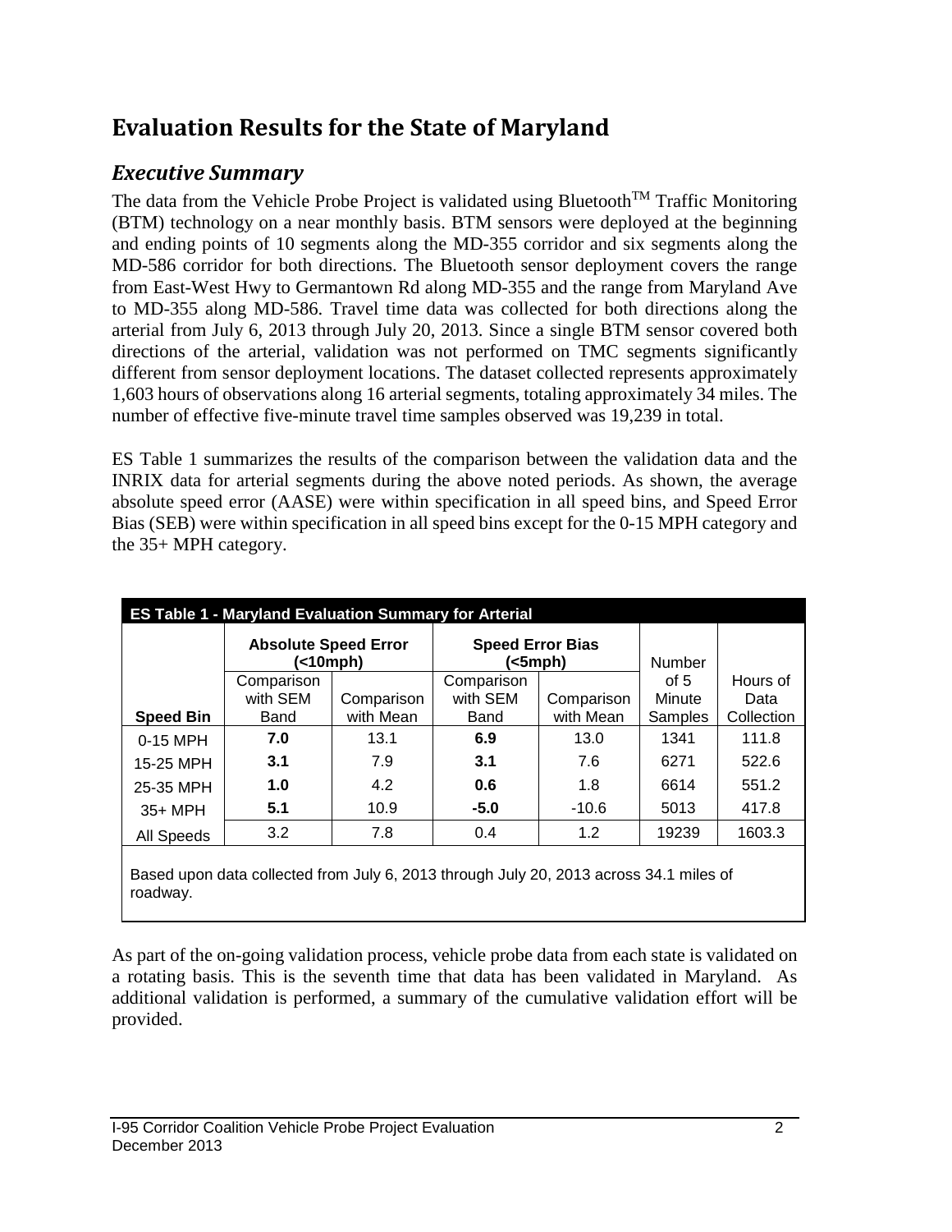# Evaluation Results for the State of Maryland

## *Executive Summary*

The data from the Vehicle Probe Project is validated using Bluetooth™ Traffic Monitoring (BTM) technology on a near monthly basis. BTM sensors were deployed at the beginning and ending points of 10 segments along the MD-355 corridor and six segments along the MD-586 corridor for both directions. The Bluetooth sensor deployment covers the range from East-West Hwy to Germantown Rd along MD-355 and the range from Maryland Ave to MD-355 along MD-586. Travel time data was collected for both directions along the arterial from July 6, 2013 through July 20, 2013. Since a single BTM sensor covered both directions of the arterial, validation was not performed on TMC segments significantly different from sensor deployment locations. The dataset collected represents approximately 1,603 hours of observations along 16 arterial segments, totaling approximately 34 miles. The number of effective five-minute travel time samples observed was 19,239 in total.

ES Table 1 summarizes the results of the comparison between the validation data and the INRIX data for arterial segments during the above noted periods. As shown, the average absolute speed error (AASE) were within specification in all speed bins, and Speed Error Bias (SEB) were within specification in all speed bins except for the 0-15 MPH category and the 35+ MPH category.

**ES Table 1 - Maryland Evaluation Summary for Arterial**

| | Absolute Speed Error (<10mph) | | Speed Error Bias (<5mph) | | Number of 5 Minute Samples | Hours of Data Collection |
|---|---|---|---|---|---|---|
| **Speed Bin** | Comparison with SEM Band | Comparison with Mean | Comparison with SEM Band | Comparison with Mean | | |
| 0-15 MPH | **7.0** | 13.1 | **6.9** | 13.0 | 1341 | 111.8 |
| 15-25 MPH | **3.1** | 7.9 | **3.1** | 7.6 | 6271 | 522.6 |
| 25-35 MPH | **1.0** | 4.2 | **0.6** | 1.8 | 6614 | 551.2 |
| 35+ MPH | **5.1** | 10.9 | **-5.0** | -10.6 | 5013 | 417.8 |
| All Speeds | 3.2 | 7.8 | 0.4 | 1.2 | 19239 | 1603.3 |

Based upon data collected from July 6, 2013 through July 20, 2013 across 34.1 miles of roadway.

As part of the on-going validation process, vehicle probe data from each state is validated on a rotating basis. This is the seventh time that data has been validated in Maryland. As additional validation is performed, a summary of the cumulative validation effort will be provided.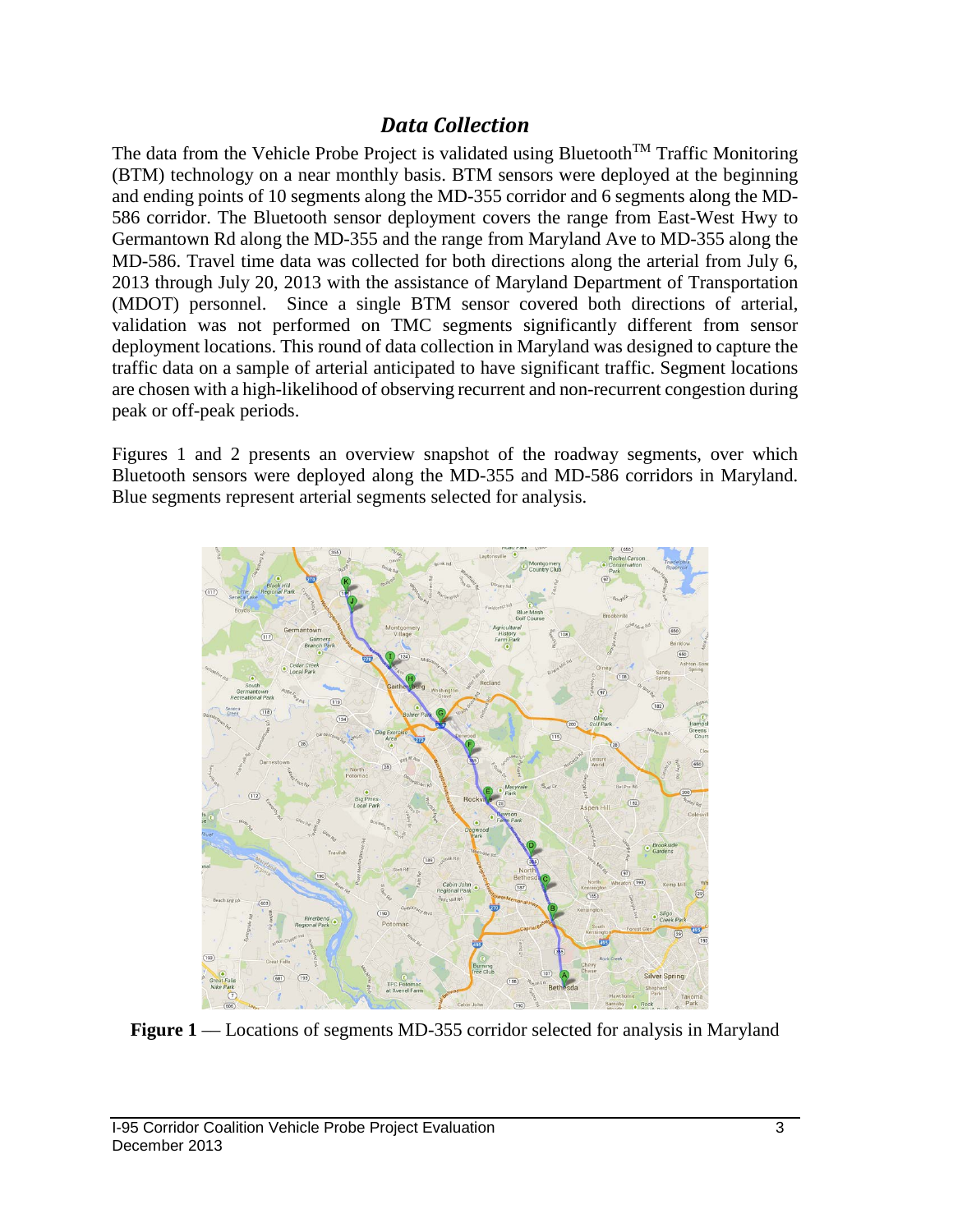## *Data Collection*

The data from the Vehicle Probe Project is validated using Bluetooth™ Traffic Monitoring (BTM) technology on a near monthly basis. BTM sensors were deployed at the beginning and ending points of 10 segments along the MD-355 corridor and 6 segments along the MD-586 corridor. The Bluetooth sensor deployment covers the range from East-West Hwy to Germantown Rd along the MD-355 and the range from Maryland Ave to MD-355 along the MD-586. Travel time data was collected for both directions along the arterial from July 6, 2013 through July 20, 2013 with the assistance of Maryland Department of Transportation (MDOT) personnel. Since a single BTM sensor covered both directions of arterial, validation was not performed on TMC segments significantly different from sensor deployment locations. This round of data collection in Maryland was designed to capture the traffic data on a sample of arterial anticipated to have significant traffic. Segment locations are chosen with a high-likelihood of observing recurrent and non-recurrent congestion during peak or off-peak periods.

Figures 1 and 2 presents an overview snapshot of the roadway segments, over which Bluetooth sensors were deployed along the MD-355 and MD-586 corridors in Maryland. Blue segments represent arterial segments selected for analysis.

**Figure 1** — Locations of segments MD-355 corridor selected for analysis in Maryland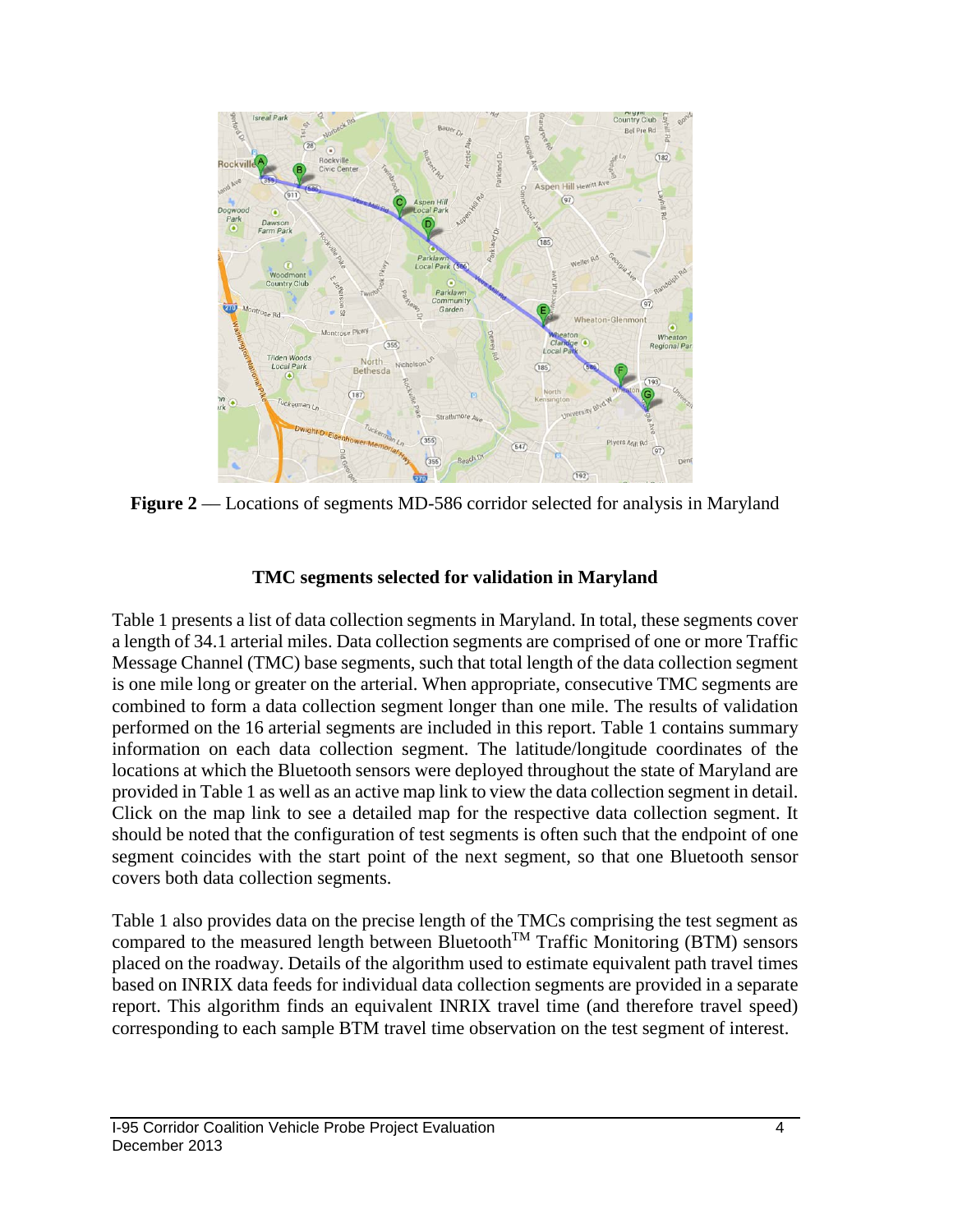**Figure 2** — Locations of segments MD-586 corridor selected for analysis in Maryland

## TMC segments selected for validation in Maryland

Table 1 presents a list of data collection segments in Maryland. In total, these segments cover a length of 34.1 arterial miles. Data collection segments are comprised of one or more Traffic Message Channel (TMC) base segments, such that total length of the data collection segment is one mile long or greater on the arterial. When appropriate, consecutive TMC segments are combined to form a data collection segment longer than one mile. The results of validation performed on the 16 arterial segments are included in this report. Table 1 contains summary information on each data collection segment. The latitude/longitude coordinates of the locations at which the Bluetooth sensors were deployed throughout the state of Maryland are provided in Table 1 as well as an active map link to view the data collection segment in detail. Click on the map link to see a detailed map for the respective data collection segment. It should be noted that the configuration of test segments is often such that the endpoint of one segment coincides with the start point of the next segment, so that one Bluetooth sensor covers both data collection segments.

Table 1 also provides data on the precise length of the TMCs comprising the test segment as compared to the measured length between Bluetooth™ Traffic Monitoring (BTM) sensors placed on the roadway. Details of the algorithm used to estimate equivalent path travel times based on INRIX data feeds for individual data collection segments are provided in a separate report. This algorithm finds an equivalent INRIX travel time (and therefore travel speed) corresponding to each sample BTM travel time observation on the test segment of interest.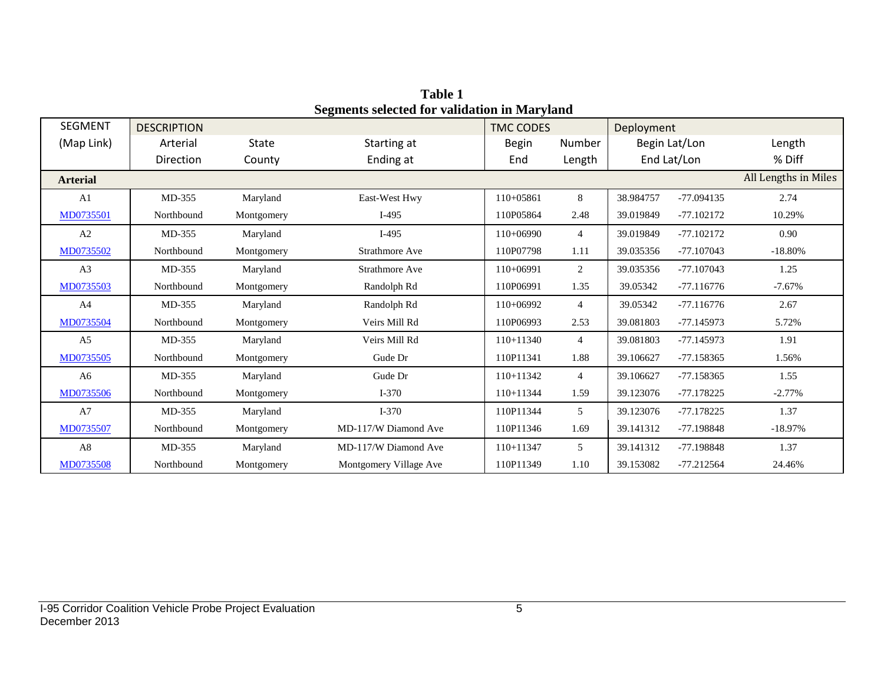**Table 1**
**Segments selected for validation in Maryland**

| SEGMENT (Map Link) | DESCRIPTION Arterial Direction | State County | Starting at Ending at | TMC CODES Begin End | Number Length | Deployment Begin Lat/Lon End Lat/Lon | | Length % Diff |
|---|---|---|---|---|---|---|---|---|
| **Arterial** | | | | | | | | All Lengths in Miles |
| A1 | MD-355 | Maryland | East-West Hwy | 110+05861 | 8 | 38.984757 | -77.094135 | 2.74 |
| MD0735501 | Northbound | Montgomery | I-495 | 110P05864 | 2.48 | 39.019849 | -77.102172 | 10.29% |
| A2 | MD-355 | Maryland | I-495 | 110+06990 | 4 | 39.019849 | -77.102172 | 0.90 |
| MD0735502 | Northbound | Montgomery | Strathmore Ave | 110P07798 | 1.11 | 39.035356 | -77.107043 | -18.80% |
| A3 | MD-355 | Maryland | Strathmore Ave | 110+06991 | 2 | 39.035356 | -77.107043 | 1.25 |
| MD0735503 | Northbound | Montgomery | Randolph Rd | 110P06991 | 1.35 | 39.05342 | -77.116776 | -7.67% |
| A4 | MD-355 | Maryland | Randolph Rd | 110+06992 | 4 | 39.05342 | -77.116776 | 2.67 |
| MD0735504 | Northbound | Montgomery | Veirs Mill Rd | 110P06993 | 2.53 | 39.081803 | -77.145973 | 5.72% |
| A5 | MD-355 | Maryland | Veirs Mill Rd | 110+11340 | 4 | 39.081803 | -77.145973 | 1.91 |
| MD0735505 | Northbound | Montgomery | Gude Dr | 110P11341 | 1.88 | 39.106627 | -77.158365 | 1.56% |
| A6 | MD-355 | Maryland | Gude Dr | 110+11342 | 4 | 39.106627 | -77.158365 | 1.55 |
| MD0735506 | Northbound | Montgomery | I-370 | 110+11344 | 1.59 | 39.123076 | -77.178225 | -2.77% |
| A7 | MD-355 | Maryland | I-370 | 110P11344 | 5 | 39.123076 | -77.178225 | 1.37 |
| MD0735507 | Northbound | Montgomery | MD-117/W Diamond Ave | 110P11346 | 1.69 | 39.141312 | -77.198848 | -18.97% |
| A8 | MD-355 | Maryland | MD-117/W Diamond Ave | 110+11347 | 5 | 39.141312 | -77.198848 | 1.37 |
| MD0735508 | Northbound | Montgomery | Montgomery Village Ave | 110P11349 | 1.10 | 39.153082 | -77.212564 | 24.46% |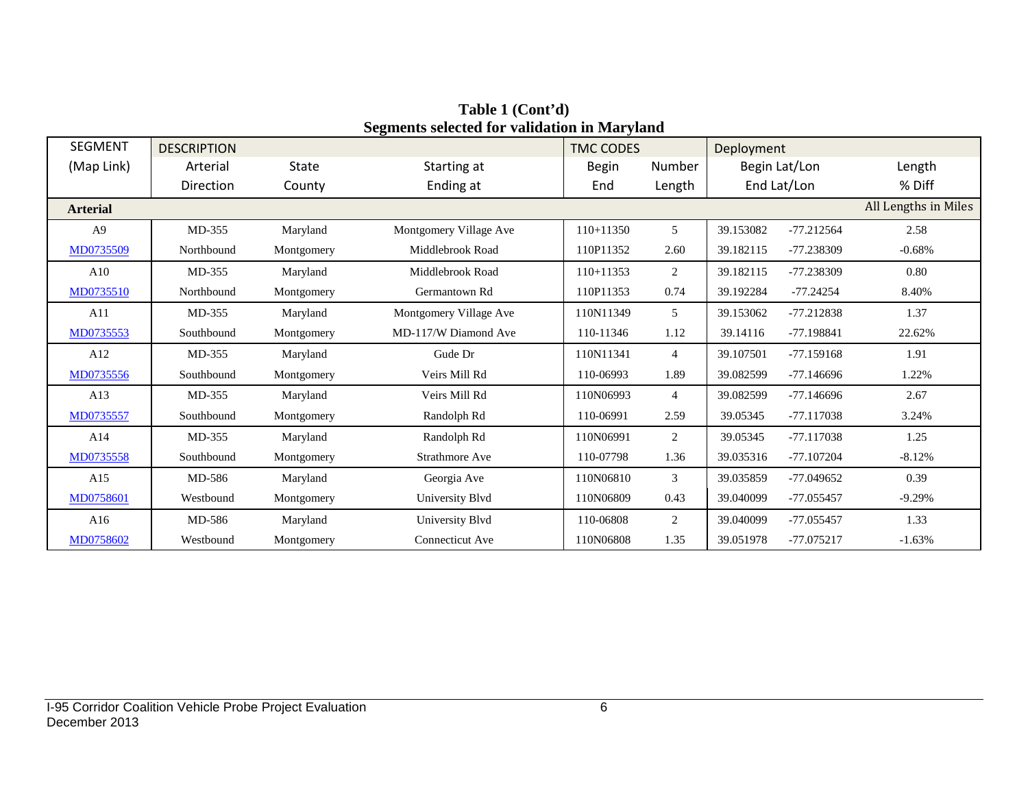**Table 1 (Cont'd)**
**Segments selected for validation in Maryland**

| SEGMENT (Map Link) | DESCRIPTION Arterial / Direction | State / County | Starting at / Ending at | TMC CODES Begin / End | Number / Length | Deployment Begin Lat/Lon / End Lat/Lon | | Length / % Diff |
|---|---|---|---|---|---|---|---|---|
| **Arterial** | | | | | | | | All Lengths in Miles |
| A9 | MD-355 | Maryland | Montgomery Village Ave | 110+11350 | 5 | 39.153082 | -77.212564 | 2.58 |
| MD0735509 | Northbound | Montgomery | Middlebrook Road | 110P11352 | 2.60 | 39.182115 | -77.238309 | -0.68% |
| A10 | MD-355 | Maryland | Middlebrook Road | 110+11353 | 2 | 39.182115 | -77.238309 | 0.80 |
| MD0735510 | Northbound | Montgomery | Germantown Rd | 110P11353 | 0.74 | 39.192284 | -77.24254 | 8.40% |
| A11 | MD-355 | Maryland | Montgomery Village Ave | 110N11349 | 5 | 39.153062 | -77.212838 | 1.37 |
| MD0735553 | Southbound | Montgomery | MD-117/W Diamond Ave | 110-11346 | 1.12 | 39.14116 | -77.198841 | 22.62% |
| A12 | MD-355 | Maryland | Gude Dr | 110N11341 | 4 | 39.107501 | -77.159168 | 1.91 |
| MD0735556 | Southbound | Montgomery | Veirs Mill Rd | 110-06993 | 1.89 | 39.082599 | -77.146696 | 1.22% |
| A13 | MD-355 | Maryland | Veirs Mill Rd | 110N06993 | 4 | 39.082599 | -77.146696 | 2.67 |
| MD0735557 | Southbound | Montgomery | Randolph Rd | 110-06991 | 2.59 | 39.05345 | -77.117038 | 3.24% |
| A14 | MD-355 | Maryland | Randolph Rd | 110N06991 | 2 | 39.05345 | -77.117038 | 1.25 |
| MD0735558 | Southbound | Montgomery | Strathmore Ave | 110-07798 | 1.36 | 39.035316 | -77.107204 | -8.12% |
| A15 | MD-586 | Maryland | Georgia Ave | 110N06810 | 3 | 39.035859 | -77.049652 | 0.39 |
| MD0758601 | Westbound | Montgomery | University Blvd | 110N06809 | 0.43 | 39.040099 | -77.055457 | -9.29% |
| A16 | MD-586 | Maryland | University Blvd | 110-06808 | 2 | 39.040099 | -77.055457 | 1.33 |
| MD0758602 | Westbound | Montgomery | Connecticut Ave | 110N06808 | 1.35 | 39.051978 | -77.075217 | -1.63% |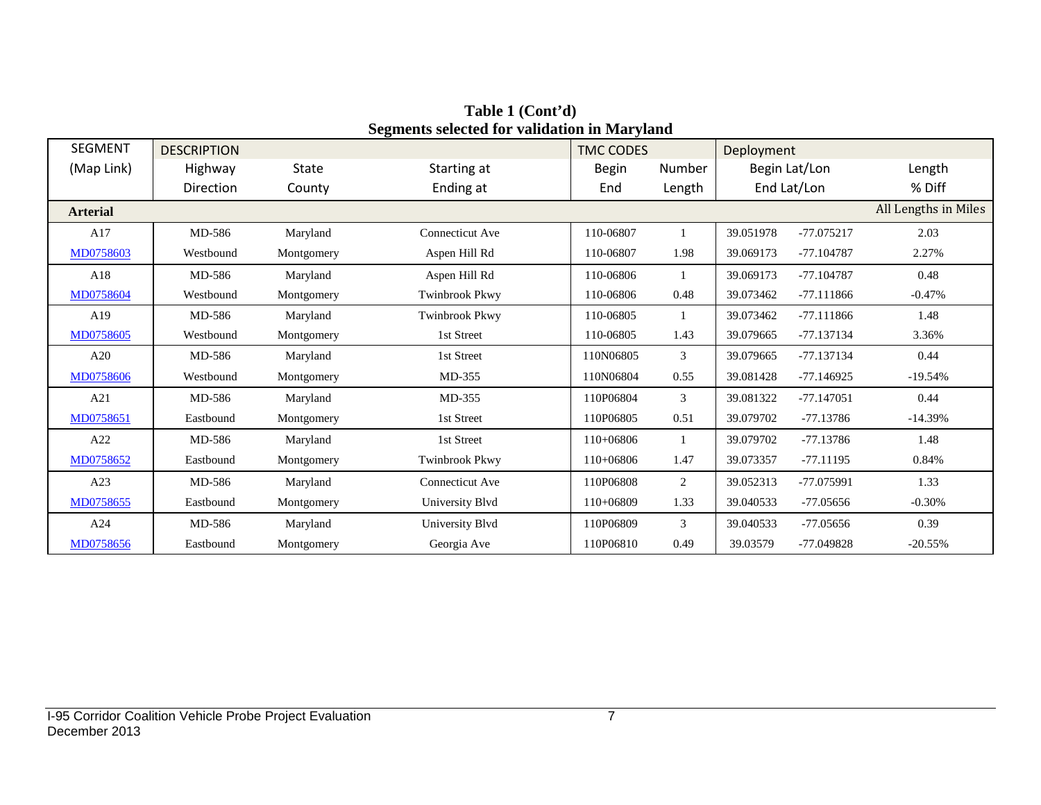**Table 1 (Cont'd)**
**Segments selected for validation in Maryland**

| SEGMENT (Map Link) | DESCRIPTION Highway Direction | State County | Starting at Ending at | TMC CODES Begin End | Number Length | Deployment Begin Lat/Lon End Lat/Lon | | Length % Diff |
|---|---|---|---|---|---|---|---|---|
| **Arterial** | | | | | | | | All Lengths in Miles |
| A17 | MD-586 | Maryland | Connecticut Ave | 110-06807 | 1 | 39.051978 | -77.075217 | 2.03 |
| MD0758603 | Westbound | Montgomery | Aspen Hill Rd | 110-06807 | 1.98 | 39.069173 | -77.104787 | 2.27% |
| A18 | MD-586 | Maryland | Aspen Hill Rd | 110-06806 | 1 | 39.069173 | -77.104787 | 0.48 |
| MD0758604 | Westbound | Montgomery | Twinbrook Pkwy | 110-06806 | 0.48 | 39.073462 | -77.111866 | -0.47% |
| A19 | MD-586 | Maryland | Twinbrook Pkwy | 110-06805 | 1 | 39.073462 | -77.111866 | 1.48 |
| MD0758605 | Westbound | Montgomery | 1st Street | 110-06805 | 1.43 | 39.079665 | -77.137134 | 3.36% |
| A20 | MD-586 | Maryland | 1st Street | 110N06805 | 3 | 39.079665 | -77.137134 | 0.44 |
| MD0758606 | Westbound | Montgomery | MD-355 | 110N06804 | 0.55 | 39.081428 | -77.146925 | -19.54% |
| A21 | MD-586 | Maryland | MD-355 | 110P06804 | 3 | 39.081322 | -77.147051 | 0.44 |
| MD0758651 | Eastbound | Montgomery | 1st Street | 110P06805 | 0.51 | 39.079702 | -77.13786 | -14.39% |
| A22 | MD-586 | Maryland | 1st Street | 110+06806 | 1 | 39.079702 | -77.13786 | 1.48 |
| MD0758652 | Eastbound | Montgomery | Twinbrook Pkwy | 110+06806 | 1.47 | 39.073357 | -77.11195 | 0.84% |
| A23 | MD-586 | Maryland | Connecticut Ave | 110P06808 | 2 | 39.052313 | -77.075991 | 1.33 |
| MD0758655 | Eastbound | Montgomery | University Blvd | 110+06809 | 1.33 | 39.040533 | -77.05656 | -0.30% |
| A24 | MD-586 | Maryland | University Blvd | 110P06809 | 3 | 39.040533 | -77.05656 | 0.39 |
| MD0758656 | Eastbound | Montgomery | Georgia Ave | 110P06810 | 0.49 | 39.03579 | -77.049828 | -20.55% |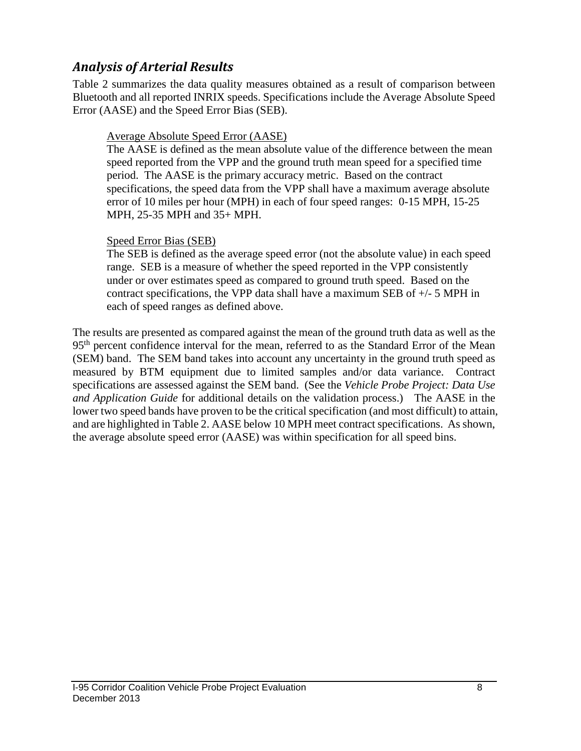## *Analysis of Arterial Results*

Table 2 summarizes the data quality measures obtained as a result of comparison between Bluetooth and all reported INRIX speeds. Specifications include the Average Absolute Speed Error (AASE) and the Speed Error Bias (SEB).

> Average Absolute Speed Error (AASE)
>
> The AASE is defined as the mean absolute value of the difference between the mean speed reported from the VPP and the ground truth mean speed for a specified time period. The AASE is the primary accuracy metric. Based on the contract specifications, the speed data from the VPP shall have a maximum average absolute error of 10 miles per hour (MPH) in each of four speed ranges: 0-15 MPH, 15-25 MPH, 25-35 MPH and 35+ MPH.
>
> Speed Error Bias (SEB)
>
> The SEB is defined as the average speed error (not the absolute value) in each speed range. SEB is a measure of whether the speed reported in the VPP consistently under or over estimates speed as compared to ground truth speed. Based on the contract specifications, the VPP data shall have a maximum SEB of +/- 5 MPH in each of speed ranges as defined above.

The results are presented as compared against the mean of the ground truth data as well as the 95th percent confidence interval for the mean, referred to as the Standard Error of the Mean (SEM) band. The SEM band takes into account any uncertainty in the ground truth speed as measured by BTM equipment due to limited samples and/or data variance. Contract specifications are assessed against the SEM band. (See the *Vehicle Probe Project: Data Use and Application Guide* for additional details on the validation process.) The AASE in the lower two speed bands have proven to be the critical specification (and most difficult) to attain, and are highlighted in Table 2. AASE below 10 MPH meet contract specifications. As shown, the average absolute speed error (AASE) was within specification for all speed bins.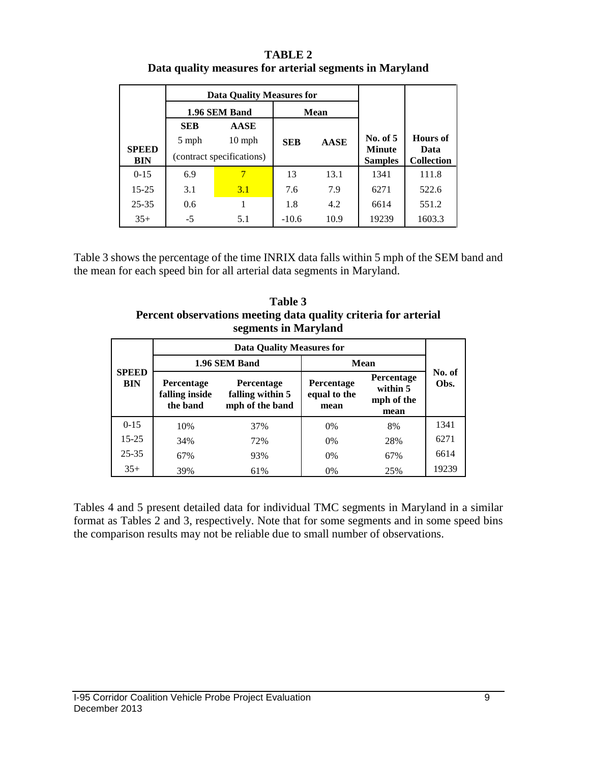**TABLE 2**
**Data quality measures for arterial segments in Maryland**

| SPEED BIN | Data Quality Measures for 1.96 SEM Band | | Mean | | No. of 5 Minute Samples | Hours of Data Collection |
|---|---|---|---|---|---|---|
| | SEB 5 mph | AASE 10 mph | SEB | AASE | | |
| | (contract specifications) | | | | | |
| 0-15 | 6.9 | 7 | 13 | 13.1 | 1341 | 111.8 |
| 15-25 | 3.1 | 3.1 | 7.6 | 7.9 | 6271 | 522.6 |
| 25-35 | 0.6 | 1 | 1.8 | 4.2 | 6614 | 551.2 |
| 35+ | -5 | 5.1 | -10.6 | 10.9 | 19239 | 1603.3 |

Table 3 shows the percentage of the time INRIX data falls within 5 mph of the SEM band and the mean for each speed bin for all arterial data segments in Maryland.

**Table 3**
**Percent observations meeting data quality criteria for arterial segments in Maryland**

| SPEED BIN | Data Quality Measures for 1.96 SEM Band | | Mean | | No. of Obs. |
|---|---|---|---|---|---|
| | Percentage falling inside the band | Percentage falling within 5 mph of the band | Percentage equal to the mean | Percentage within 5 mph of the mean | |
| 0-15 | 10% | 37% | 0% | 8% | 1341 |
| 15-25 | 34% | 72% | 0% | 28% | 6271 |
| 25-35 | 67% | 93% | 0% | 67% | 6614 |
| 35+ | 39% | 61% | 0% | 25% | 19239 |

Tables 4 and 5 present detailed data for individual TMC segments in Maryland in a similar format as Tables 2 and 3, respectively. Note that for some segments and in some speed bins the comparison results may not be reliable due to small number of observations.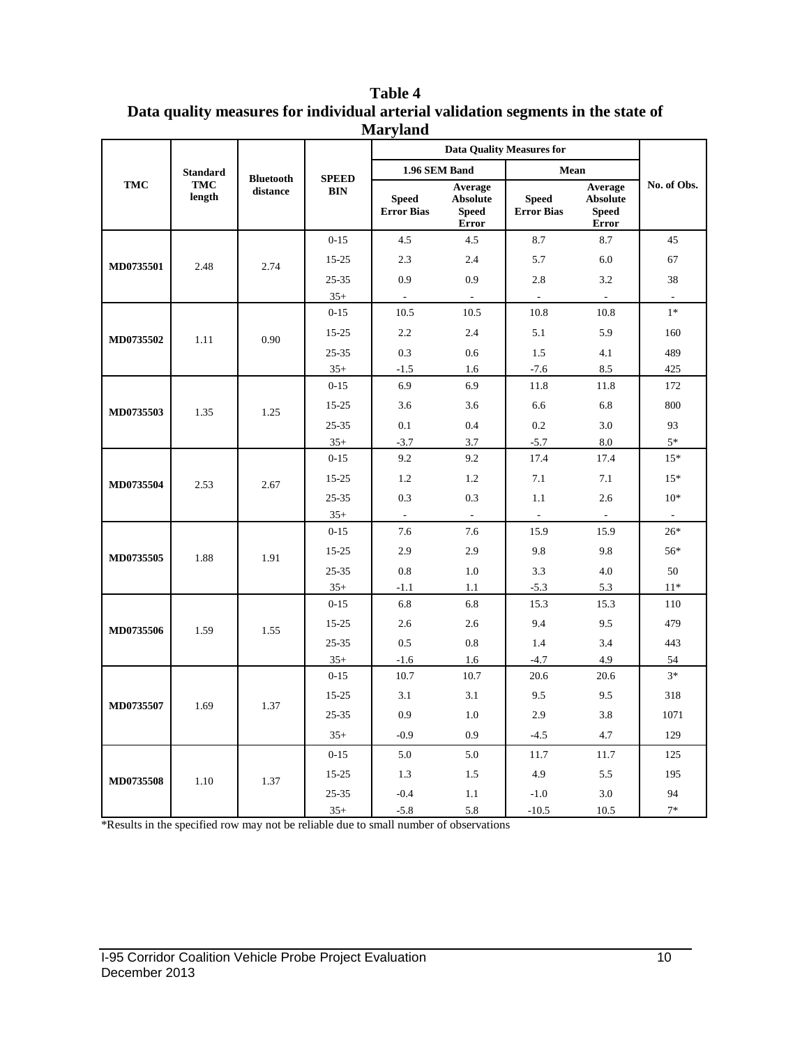**Table 4**
**Data quality measures for individual arterial validation segments in the state of Maryland**

| TMC | Standard TMC length | Bluetooth distance | SPEED BIN | Data Quality Measures for | | | | No. of Obs. |
|---|---|---|---|---|---|---|---|---|
| | | | | 1.96 SEM Band | | Mean | | |
| | | | | Speed Error Bias | Average Absolute Speed Error | Speed Error Bias | Average Absolute Speed Error | |
| MD0735501 | 2.48 | 2.74 | 0-15 | 4.5 | 4.5 | 8.7 | 8.7 | 45 |
| | | | 15-25 | 2.3 | 2.4 | 5.7 | 6.0 | 67 |
| | | | 25-35 | 0.9 | 0.9 | 2.8 | 3.2 | 38 |
| | | | 35+ | - | - | - | - | - |
| MD0735502 | 1.11 | 0.90 | 0-15 | 10.5 | 10.5 | 10.8 | 10.8 | 1* |
| | | | 15-25 | 2.2 | 2.4 | 5.1 | 5.9 | 160 |
| | | | 25-35 | 0.3 | 0.6 | 1.5 | 4.1 | 489 |
| | | | 35+ | -1.5 | 1.6 | -7.6 | 8.5 | 425 |
| MD0735503 | 1.35 | 1.25 | 0-15 | 6.9 | 6.9 | 11.8 | 11.8 | 172 |
| | | | 15-25 | 3.6 | 3.6 | 6.6 | 6.8 | 800 |
| | | | 25-35 | 0.1 | 0.4 | 0.2 | 3.0 | 93 |
| | | | 35+ | -3.7 | 3.7 | -5.7 | 8.0 | 5* |
| MD0735504 | 2.53 | 2.67 | 0-15 | 9.2 | 9.2 | 17.4 | 17.4 | 15* |
| | | | 15-25 | 1.2 | 1.2 | 7.1 | 7.1 | 15* |
| | | | 25-35 | 0.3 | 0.3 | 1.1 | 2.6 | 10* |
| | | | 35+ | - | - | - | - | - |
| MD0735505 | 1.88 | 1.91 | 0-15 | 7.6 | 7.6 | 15.9 | 15.9 | 26* |
| | | | 15-25 | 2.9 | 2.9 | 9.8 | 9.8 | 56* |
| | | | 25-35 | 0.8 | 1.0 | 3.3 | 4.0 | 50 |
| | | | 35+ | -1.1 | 1.1 | -5.3 | 5.3 | 11* |
| MD0735506 | 1.59 | 1.55 | 0-15 | 6.8 | 6.8 | 15.3 | 15.3 | 110 |
| | | | 15-25 | 2.6 | 2.6 | 9.4 | 9.5 | 479 |
| | | | 25-35 | 0.5 | 0.8 | 1.4 | 3.4 | 443 |
| | | | 35+ | -1.6 | 1.6 | -4.7 | 4.9 | 54 |
| MD0735507 | 1.69 | 1.37 | 0-15 | 10.7 | 10.7 | 20.6 | 20.6 | 3* |
| | | | 15-25 | 3.1 | 3.1 | 9.5 | 9.5 | 318 |
| | | | 25-35 | 0.9 | 1.0 | 2.9 | 3.8 | 1071 |
| | | | 35+ | -0.9 | 0.9 | -4.5 | 4.7 | 129 |
| MD0735508 | 1.10 | 1.37 | 0-15 | 5.0 | 5.0 | 11.7 | 11.7 | 125 |
| | | | 15-25 | 1.3 | 1.5 | 4.9 | 5.5 | 195 |
| | | | 25-35 | -0.4 | 1.1 | -1.0 | 3.0 | 94 |
| | | | 35+ | -5.8 | 5.8 | -10.5 | 10.5 | 7* |

*Results in the specified row may not be reliable due to small number of observations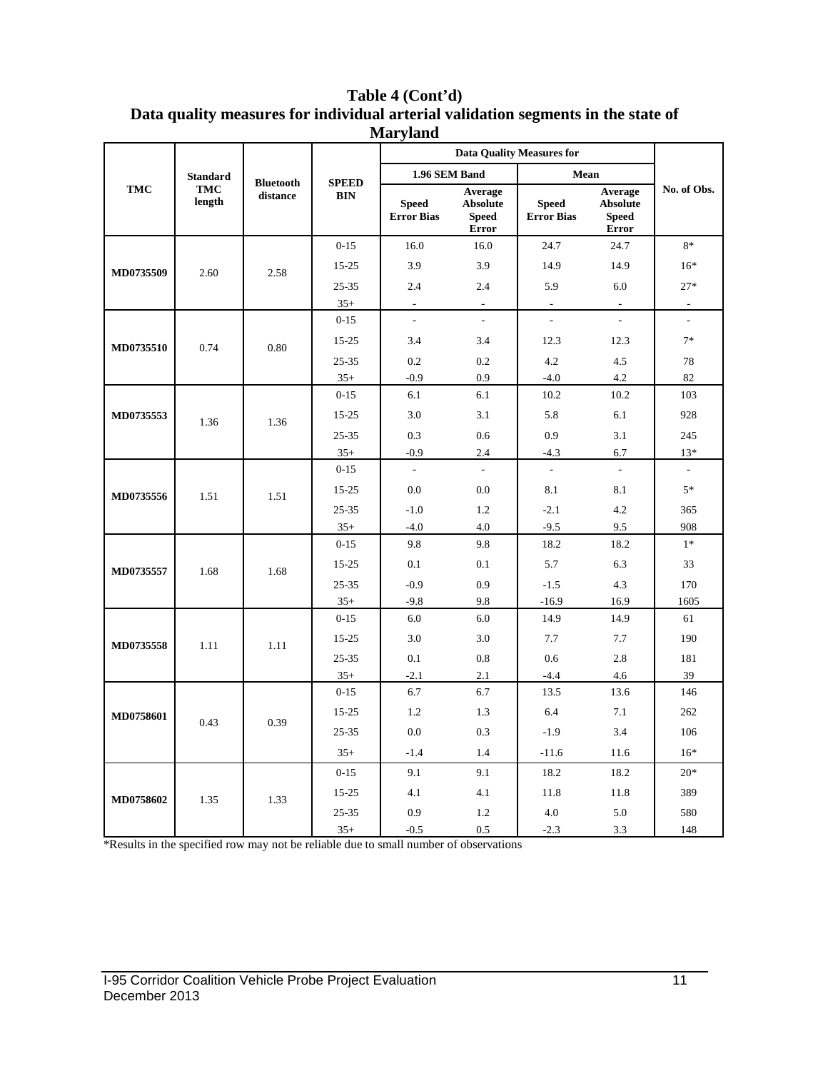**Table 4 (Cont'd)**
**Data quality measures for individual arterial validation segments in the state of Maryland**

| TMC | Standard TMC length | Bluetooth distance | SPEED BIN | Data Quality Measures for | | | | No. of Obs. |
|---|---|---|---|---|---|---|---|---|
| | | | | 1.96 SEM Band | | Mean | | |
| | | | | Speed Error Bias | Average Absolute Speed Error | Speed Error Bias | Average Absolute Speed Error | |
| MD0735509 | 2.60 | 2.58 | 0-15 | 16.0 | 16.0 | 24.7 | 24.7 | 8* |
| | | | 15-25 | 3.9 | 3.9 | 14.9 | 14.9 | 16* |
| | | | 25-35 | 2.4 | 2.4 | 5.9 | 6.0 | 27* |
| | | | 35+ | - | - | - | - | - |
| MD0735510 | 0.74 | 0.80 | 0-15 | - | - | - | - | - |
| | | | 15-25 | 3.4 | 3.4 | 12.3 | 12.3 | 7* |
| | | | 25-35 | 0.2 | 0.2 | 4.2 | 4.5 | 78 |
| | | | 35+ | -0.9 | 0.9 | -4.0 | 4.2 | 82 |
| MD0735553 | 1.36 | 1.36 | 0-15 | 6.1 | 6.1 | 10.2 | 10.2 | 103 |
| | | | 15-25 | 3.0 | 3.1 | 5.8 | 6.1 | 928 |
| | | | 25-35 | 0.3 | 0.6 | 0.9 | 3.1 | 245 |
| | | | 35+ | -0.9 | 2.4 | -4.3 | 6.7 | 13* |
| MD0735556 | 1.51 | 1.51 | 0-15 | - | - | - | - | - |
| | | | 15-25 | 0.0 | 0.0 | 8.1 | 8.1 | 5* |
| | | | 25-35 | -1.0 | 1.2 | -2.1 | 4.2 | 365 |
| | | | 35+ | -4.0 | 4.0 | -9.5 | 9.5 | 908 |
| MD0735557 | 1.68 | 1.68 | 0-15 | 9.8 | 9.8 | 18.2 | 18.2 | 1* |
| | | | 15-25 | 0.1 | 0.1 | 5.7 | 6.3 | 33 |
| | | | 25-35 | -0.9 | 0.9 | -1.5 | 4.3 | 170 |
| | | | 35+ | -9.8 | 9.8 | -16.9 | 16.9 | 1605 |
| MD0735558 | 1.11 | 1.11 | 0-15 | 6.0 | 6.0 | 14.9 | 14.9 | 61 |
| | | | 15-25 | 3.0 | 3.0 | 7.7 | 7.7 | 190 |
| | | | 25-35 | 0.1 | 0.8 | 0.6 | 2.8 | 181 |
| | | | 35+ | -2.1 | 2.1 | -4.4 | 4.6 | 39 |
| MD0758601 | 0.43 | 0.39 | 0-15 | 6.7 | 6.7 | 13.5 | 13.6 | 146 |
| | | | 15-25 | 1.2 | 1.3 | 6.4 | 7.1 | 262 |
| | | | 25-35 | 0.0 | 0.3 | -1.9 | 3.4 | 106 |
| | | | 35+ | -1.4 | 1.4 | -11.6 | 11.6 | 16* |
| MD0758602 | 1.35 | 1.33 | 0-15 | 9.1 | 9.1 | 18.2 | 18.2 | 20* |
| | | | 15-25 | 4.1 | 4.1 | 11.8 | 11.8 | 389 |
| | | | 25-35 | 0.9 | 1.2 | 4.0 | 5.0 | 580 |
| | | | 35+ | -0.5 | 0.5 | -2.3 | 3.3 | 148 |

*Results in the specified row may not be reliable due to small number of observations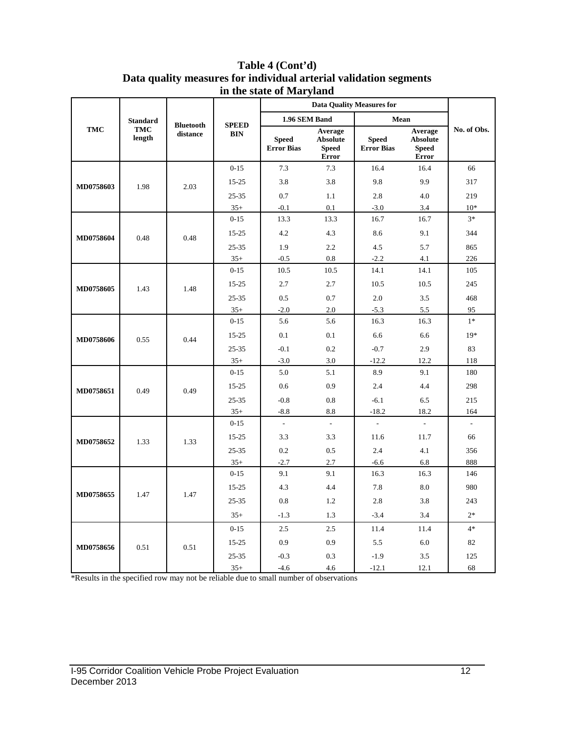**Table 4 (Cont'd)**
**Data quality measures for individual arterial validation segments in the state of Maryland**

| TMC | Standard TMC length | Bluetooth distance | SPEED BIN | Data Quality Measures for 1.96 SEM Band Speed Error Bias | 1.96 SEM Band Average Absolute Speed Error | Mean Speed Error Bias | Mean Average Absolute Speed Error | No. of Obs. |
|---|---|---|---|---|---|---|---|---|
| MD0758603 | 1.98 | 2.03 | 0-15 | 7.3 | 7.3 | 16.4 | 16.4 | 66 |
| | | | 15-25 | 3.8 | 3.8 | 9.8 | 9.9 | 317 |
| | | | 25-35 | 0.7 | 1.1 | 2.8 | 4.0 | 219 |
| | | | 35+ | -0.1 | 0.1 | -3.0 | 3.4 | 10* |
| MD0758604 | 0.48 | 0.48 | 0-15 | 13.3 | 13.3 | 16.7 | 16.7 | 3* |
| | | | 15-25 | 4.2 | 4.3 | 8.6 | 9.1 | 344 |
| | | | 25-35 | 1.9 | 2.2 | 4.5 | 5.7 | 865 |
| | | | 35+ | -0.5 | 0.8 | -2.2 | 4.1 | 226 |
| MD0758605 | 1.43 | 1.48 | 0-15 | 10.5 | 10.5 | 14.1 | 14.1 | 105 |
| | | | 15-25 | 2.7 | 2.7 | 10.5 | 10.5 | 245 |
| | | | 25-35 | 0.5 | 0.7 | 2.0 | 3.5 | 468 |
| | | | 35+ | -2.0 | 2.0 | -5.3 | 5.5 | 95 |
| MD0758606 | 0.55 | 0.44 | 0-15 | 5.6 | 5.6 | 16.3 | 16.3 | 1* |
| | | | 15-25 | 0.1 | 0.1 | 6.6 | 6.6 | 19* |
| | | | 25-35 | -0.1 | 0.2 | -0.7 | 2.9 | 83 |
| | | | 35+ | -3.0 | 3.0 | -12.2 | 12.2 | 118 |
| MD0758651 | 0.49 | 0.49 | 0-15 | 5.0 | 5.1 | 8.9 | 9.1 | 180 |
| | | | 15-25 | 0.6 | 0.9 | 2.4 | 4.4 | 298 |
| | | | 25-35 | -0.8 | 0.8 | -6.1 | 6.5 | 215 |
| | | | 35+ | -8.8 | 8.8 | -18.2 | 18.2 | 164 |
| MD0758652 | 1.33 | 1.33 | 0-15 | - | - | - | - | - |
| | | | 15-25 | 3.3 | 3.3 | 11.6 | 11.7 | 66 |
| | | | 25-35 | 0.2 | 0.5 | 2.4 | 4.1 | 356 |
| | | | 35+ | -2.7 | 2.7 | -6.6 | 6.8 | 888 |
| MD0758655 | 1.47 | 1.47 | 0-15 | 9.1 | 9.1 | 16.3 | 16.3 | 146 |
| | | | 15-25 | 4.3 | 4.4 | 7.8 | 8.0 | 980 |
| | | | 25-35 | 0.8 | 1.2 | 2.8 | 3.8 | 243 |
| | | | 35+ | -1.3 | 1.3 | -3.4 | 3.4 | 2* |
| MD0758656 | 0.51 | 0.51 | 0-15 | 2.5 | 2.5 | 11.4 | 11.4 | 4* |
| | | | 15-25 | 0.9 | 0.9 | 5.5 | 6.0 | 82 |
| | | | 25-35 | -0.3 | 0.3 | -1.9 | 3.5 | 125 |
| | | | 35+ | -4.6 | 4.6 | -12.1 | 12.1 | 68 |

*Results in the specified row may not be reliable due to small number of observations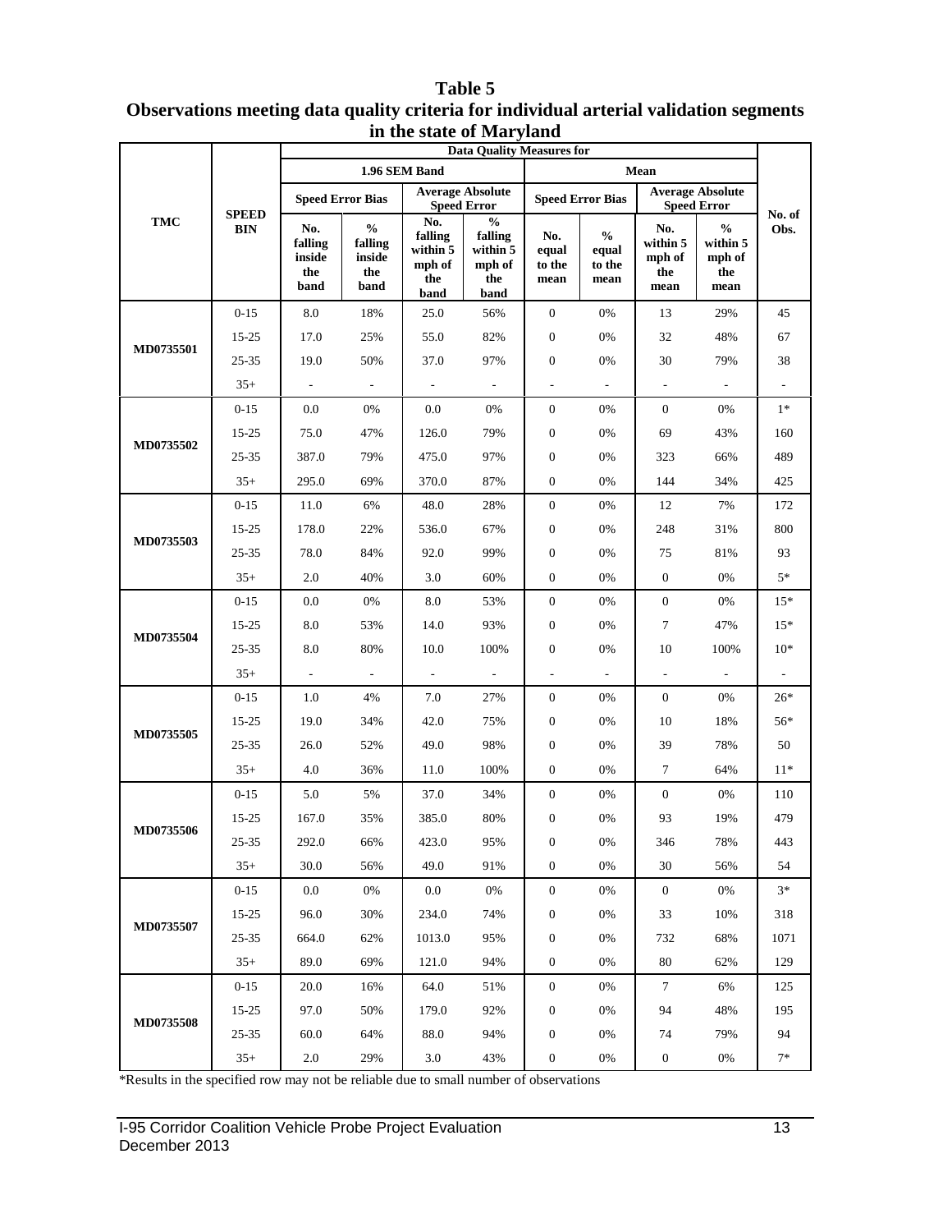**Table 5**
**Observations meeting data quality criteria for individual arterial validation segments in the state of Maryland**

| TMC | SPEED BIN | Data Quality Measures for | | | | | | | | No. of Obs. |
|---|---|---|---|---|---|---|---|---|---|---|
| | | 1.96 SEM Band | | | | Mean | | | | |
| | | Speed Error Bias | | Average Absolute Speed Error | | Speed Error Bias | | Average Absolute Speed Error | | |
| | | No. falling inside the band | % falling inside the band | No. falling within 5 mph of the band | % falling within 5 mph of the band | No. equal to the mean | % equal to the mean | No. within 5 mph of the mean | % within 5 mph of the mean | |
| MD0735501 | 0-15 | 8.0 | 18% | 25.0 | 56% | 0 | 0% | 13 | 29% | 45 |
| | 15-25 | 17.0 | 25% | 55.0 | 82% | 0 | 0% | 32 | 48% | 67 |
| | 25-35 | 19.0 | 50% | 37.0 | 97% | 0 | 0% | 30 | 79% | 38 |
| | 35+ | - | - | - | - | - | - | - | - | - |
| MD0735502 | 0-15 | 0.0 | 0% | 0.0 | 0% | 0 | 0% | 0 | 0% | 1* |
| | 15-25 | 75.0 | 47% | 126.0 | 79% | 0 | 0% | 69 | 43% | 160 |
| | 25-35 | 387.0 | 79% | 475.0 | 97% | 0 | 0% | 323 | 66% | 489 |
| | 35+ | 295.0 | 69% | 370.0 | 87% | 0 | 0% | 144 | 34% | 425 |
| MD0735503 | 0-15 | 11.0 | 6% | 48.0 | 28% | 0 | 0% | 12 | 7% | 172 |
| | 15-25 | 178.0 | 22% | 536.0 | 67% | 0 | 0% | 248 | 31% | 800 |
| | 25-35 | 78.0 | 84% | 92.0 | 99% | 0 | 0% | 75 | 81% | 93 |
| | 35+ | 2.0 | 40% | 3.0 | 60% | 0 | 0% | 0 | 0% | 5* |
| MD0735504 | 0-15 | 0.0 | 0% | 8.0 | 53% | 0 | 0% | 0 | 0% | 15* |
| | 15-25 | 8.0 | 53% | 14.0 | 93% | 0 | 0% | 7 | 47% | 15* |
| | 25-35 | 8.0 | 80% | 10.0 | 100% | 0 | 0% | 10 | 100% | 10* |
| | 35+ | - | - | - | - | - | - | - | - | - |
| MD0735505 | 0-15 | 1.0 | 4% | 7.0 | 27% | 0 | 0% | 0 | 0% | 26* |
| | 15-25 | 19.0 | 34% | 42.0 | 75% | 0 | 0% | 10 | 18% | 56* |
| | 25-35 | 26.0 | 52% | 49.0 | 98% | 0 | 0% | 39 | 78% | 50 |
| | 35+ | 4.0 | 36% | 11.0 | 100% | 0 | 0% | 7 | 64% | 11* |
| MD0735506 | 0-15 | 5.0 | 5% | 37.0 | 34% | 0 | 0% | 0 | 0% | 110 |
| | 15-25 | 167.0 | 35% | 385.0 | 80% | 0 | 0% | 93 | 19% | 479 |
| | 25-35 | 292.0 | 66% | 423.0 | 95% | 0 | 0% | 346 | 78% | 443 |
| | 35+ | 30.0 | 56% | 49.0 | 91% | 0 | 0% | 30 | 56% | 54 |
| MD0735507 | 0-15 | 0.0 | 0% | 0.0 | 0% | 0 | 0% | 0 | 0% | 3* |
| | 15-25 | 96.0 | 30% | 234.0 | 74% | 0 | 0% | 33 | 10% | 318 |
| | 25-35 | 664.0 | 62% | 1013.0 | 95% | 0 | 0% | 732 | 68% | 1071 |
| | 35+ | 89.0 | 69% | 121.0 | 94% | 0 | 0% | 80 | 62% | 129 |
| MD0735508 | 0-15 | 20.0 | 16% | 64.0 | 51% | 0 | 0% | 7 | 6% | 125 |
| | 15-25 | 97.0 | 50% | 179.0 | 92% | 0 | 0% | 94 | 48% | 195 |
| | 25-35 | 60.0 | 64% | 88.0 | 94% | 0 | 0% | 74 | 79% | 94 |
| | 35+ | 2.0 | 29% | 3.0 | 43% | 0 | 0% | 0 | 0% | 7* |

*Results in the specified row may not be reliable due to small number of observations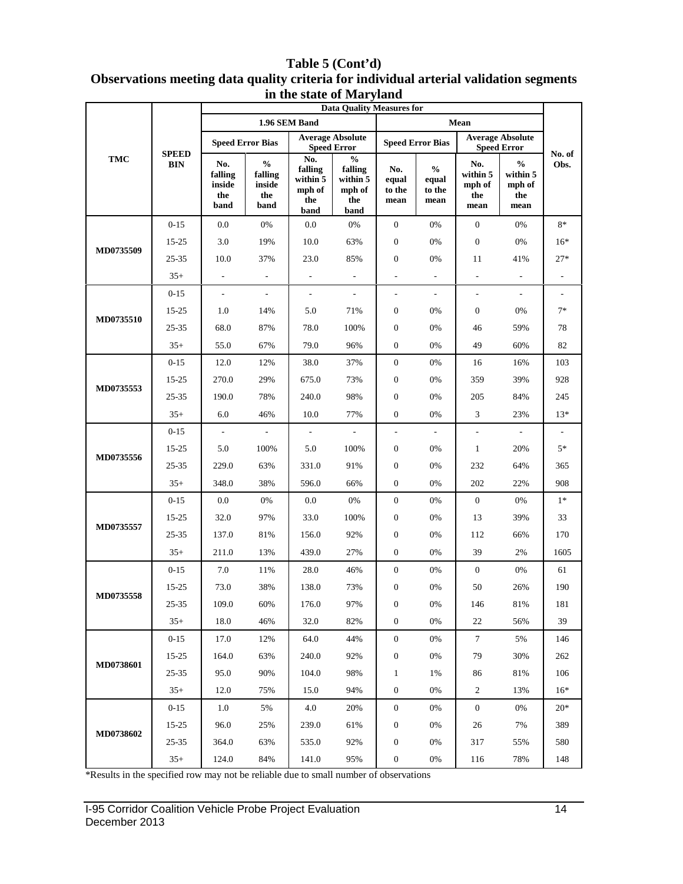## Table 5 (Cont'd)
## Observations meeting data quality criteria for individual arterial validation segments in the state of Maryland

| TMC | SPEED BIN | Data Quality Measures for | | | | | | | | No. of Obs. |
|---|---|---|---|---|---|---|---|---|---|---|
| | | 1.96 SEM Band | | | | Mean | | | | |
| | | Speed Error Bias | | Average Absolute Speed Error | | Speed Error Bias | | Average Absolute Speed Error | | |
| | | No. falling inside the band | % falling inside the band | No. falling within 5 mph of the band | % falling within 5 mph of the band | No. equal to the mean | % equal to the mean | No. within 5 mph of the mean | % within 5 mph of the mean | |
| MD0735509 | 0-15 | 0.0 | 0% | 0.0 | 0% | 0 | 0% | 0 | 0% | 8* |
| | 15-25 | 3.0 | 19% | 10.0 | 63% | 0 | 0% | 0 | 0% | 16* |
| | 25-35 | 10.0 | 37% | 23.0 | 85% | 0 | 0% | 11 | 41% | 27* |
| | 35+ | - | - | - | - | - | - | - | - | - |
| MD0735510 | 0-15 | - | - | - | - | - | - | - | - | - |
| | 15-25 | 1.0 | 14% | 5.0 | 71% | 0 | 0% | 0 | 0% | 7* |
| | 25-35 | 68.0 | 87% | 78.0 | 100% | 0 | 0% | 46 | 59% | 78 |
| | 35+ | 55.0 | 67% | 79.0 | 96% | 0 | 0% | 49 | 60% | 82 |
| MD0735553 | 0-15 | 12.0 | 12% | 38.0 | 37% | 0 | 0% | 16 | 16% | 103 |
| | 15-25 | 270.0 | 29% | 675.0 | 73% | 0 | 0% | 359 | 39% | 928 |
| | 25-35 | 190.0 | 78% | 240.0 | 98% | 0 | 0% | 205 | 84% | 245 |
| | 35+ | 6.0 | 46% | 10.0 | 77% | 0 | 0% | 3 | 23% | 13* |
| MD0735556 | 0-15 | - | - | - | - | - | - | - | - | - |
| | 15-25 | 5.0 | 100% | 5.0 | 100% | 0 | 0% | 1 | 20% | 5* |
| | 25-35 | 229.0 | 63% | 331.0 | 91% | 0 | 0% | 232 | 64% | 365 |
| | 35+ | 348.0 | 38% | 596.0 | 66% | 0 | 0% | 202 | 22% | 908 |
| MD0735557 | 0-15 | 0.0 | 0% | 0.0 | 0% | 0 | 0% | 0 | 0% | 1* |
| | 15-25 | 32.0 | 97% | 33.0 | 100% | 0 | 0% | 13 | 39% | 33 |
| | 25-35 | 137.0 | 81% | 156.0 | 92% | 0 | 0% | 112 | 66% | 170 |
| | 35+ | 211.0 | 13% | 439.0 | 27% | 0 | 0% | 39 | 2% | 1605 |
| MD0735558 | 0-15 | 7.0 | 11% | 28.0 | 46% | 0 | 0% | 0 | 0% | 61 |
| | 15-25 | 73.0 | 38% | 138.0 | 73% | 0 | 0% | 50 | 26% | 190 |
| | 25-35 | 109.0 | 60% | 176.0 | 97% | 0 | 0% | 146 | 81% | 181 |
| | 35+ | 18.0 | 46% | 32.0 | 82% | 0 | 0% | 22 | 56% | 39 |
| MD0738601 | 0-15 | 17.0 | 12% | 64.0 | 44% | 0 | 0% | 7 | 5% | 146 |
| | 15-25 | 164.0 | 63% | 240.0 | 92% | 0 | 0% | 79 | 30% | 262 |
| | 25-35 | 95.0 | 90% | 104.0 | 98% | 1 | 1% | 86 | 81% | 106 |
| | 35+ | 12.0 | 75% | 15.0 | 94% | 0 | 0% | 2 | 13% | 16* |
| MD0738602 | 0-15 | 1.0 | 5% | 4.0 | 20% | 0 | 0% | 0 | 0% | 20* |
| | 15-25 | 96.0 | 25% | 239.0 | 61% | 0 | 0% | 26 | 7% | 389 |
| | 25-35 | 364.0 | 63% | 535.0 | 92% | 0 | 0% | 317 | 55% | 580 |
| | 35+ | 124.0 | 84% | 141.0 | 95% | 0 | 0% | 116 | 78% | 148 |

*Results in the specified row may not be reliable due to small number of observations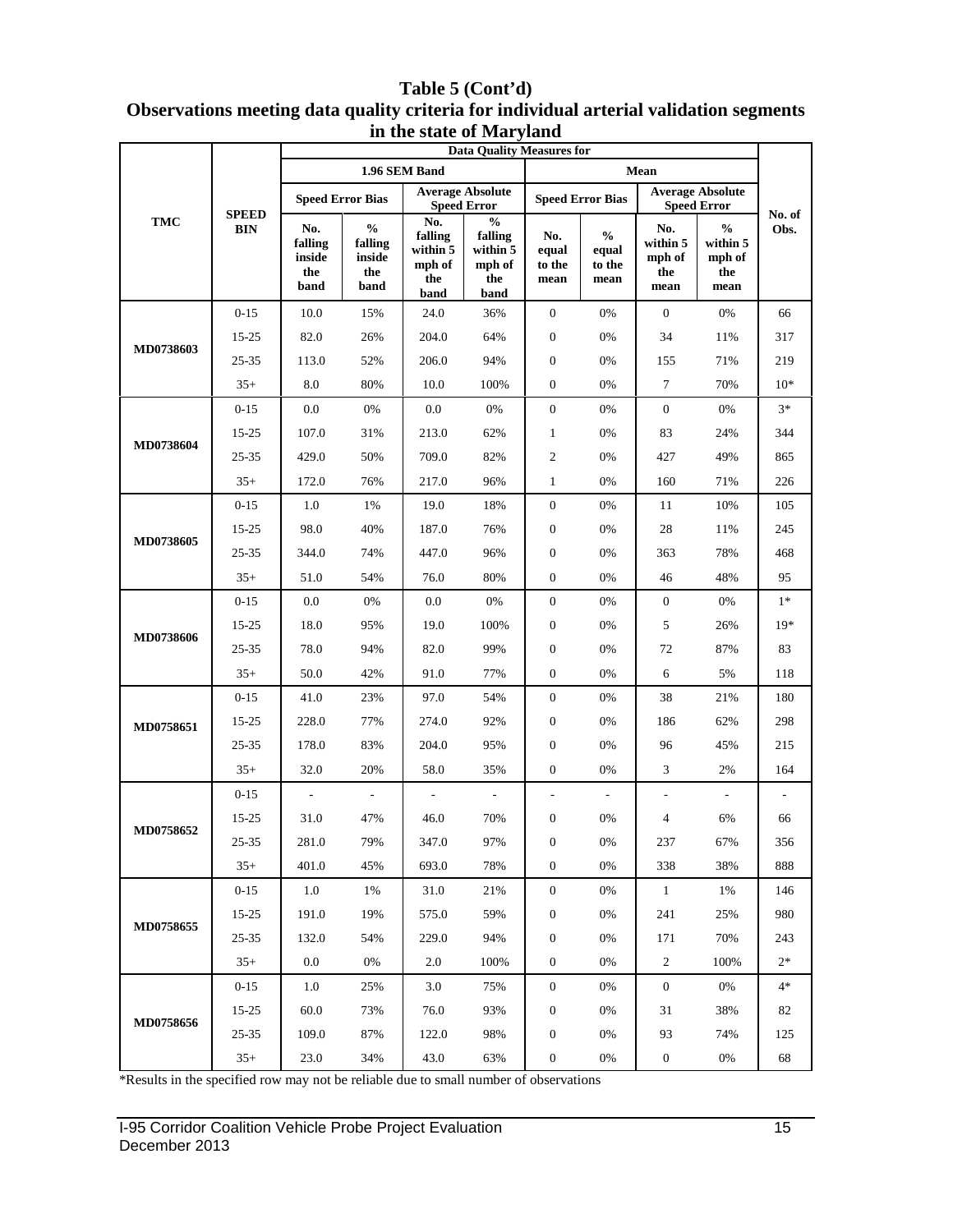# Table 5 (Cont'd)
## Observations meeting data quality criteria for individual arterial validation segments in the state of Maryland

| TMC | SPEED BIN | Data Quality Measures for | | | | | | | | No. of Obs. |
|---|---|---|---|---|---|---|---|---|---|---|
| | | 1.96 SEM Band | | | | Mean | | | | |
| | | Speed Error Bias | | Average Absolute Speed Error | | Speed Error Bias | | Average Absolute Speed Error | | |
| | | No. falling inside the band | % falling inside the band | No. falling within 5 mph of the band | % falling within 5 mph of the band | No. equal to the mean | % equal to the mean | No. within 5 mph of the mean | % within 5 mph of the mean | |
| MD0738603 | 0-15 | 10.0 | 15% | 24.0 | 36% | 0 | 0% | 0 | 0% | 66 |
| | 15-25 | 82.0 | 26% | 204.0 | 64% | 0 | 0% | 34 | 11% | 317 |
| | 25-35 | 113.0 | 52% | 206.0 | 94% | 0 | 0% | 155 | 71% | 219 |
| | 35+ | 8.0 | 80% | 10.0 | 100% | 0 | 0% | 7 | 70% | 10* |
| MD0738604 | 0-15 | 0.0 | 0% | 0.0 | 0% | 0 | 0% | 0 | 0% | 3* |
| | 15-25 | 107.0 | 31% | 213.0 | 62% | 1 | 0% | 83 | 24% | 344 |
| | 25-35 | 429.0 | 50% | 709.0 | 82% | 2 | 0% | 427 | 49% | 865 |
| | 35+ | 172.0 | 76% | 217.0 | 96% | 1 | 0% | 160 | 71% | 226 |
| MD0738605 | 0-15 | 1.0 | 1% | 19.0 | 18% | 0 | 0% | 11 | 10% | 105 |
| | 15-25 | 98.0 | 40% | 187.0 | 76% | 0 | 0% | 28 | 11% | 245 |
| | 25-35 | 344.0 | 74% | 447.0 | 96% | 0 | 0% | 363 | 78% | 468 |
| | 35+ | 51.0 | 54% | 76.0 | 80% | 0 | 0% | 46 | 48% | 95 |
| MD0738606 | 0-15 | 0.0 | 0% | 0.0 | 0% | 0 | 0% | 0 | 0% | 1* |
| | 15-25 | 18.0 | 95% | 19.0 | 100% | 0 | 0% | 5 | 26% | 19* |
| | 25-35 | 78.0 | 94% | 82.0 | 99% | 0 | 0% | 72 | 87% | 83 |
| | 35+ | 50.0 | 42% | 91.0 | 77% | 0 | 0% | 6 | 5% | 118 |
| MD0758651 | 0-15 | 41.0 | 23% | 97.0 | 54% | 0 | 0% | 38 | 21% | 180 |
| | 15-25 | 228.0 | 77% | 274.0 | 92% | 0 | 0% | 186 | 62% | 298 |
| | 25-35 | 178.0 | 83% | 204.0 | 95% | 0 | 0% | 96 | 45% | 215 |
| | 35+ | 32.0 | 20% | 58.0 | 35% | 0 | 0% | 3 | 2% | 164 |
| MD0758652 | 0-15 | - | - | - | - | - | - | - | - | - |
| | 15-25 | 31.0 | 47% | 46.0 | 70% | 0 | 0% | 4 | 6% | 66 |
| | 25-35 | 281.0 | 79% | 347.0 | 97% | 0 | 0% | 237 | 67% | 356 |
| | 35+ | 401.0 | 45% | 693.0 | 78% | 0 | 0% | 338 | 38% | 888 |
| MD0758655 | 0-15 | 1.0 | 1% | 31.0 | 21% | 0 | 0% | 1 | 1% | 146 |
| | 15-25 | 191.0 | 19% | 575.0 | 59% | 0 | 0% | 241 | 25% | 980 |
| | 25-35 | 132.0 | 54% | 229.0 | 94% | 0 | 0% | 171 | 70% | 243 |
| | 35+ | 0.0 | 0% | 2.0 | 100% | 0 | 0% | 2 | 100% | 2* |
| MD0758656 | 0-15 | 1.0 | 25% | 3.0 | 75% | 0 | 0% | 0 | 0% | 4* |
| | 15-25 | 60.0 | 73% | 76.0 | 93% | 0 | 0% | 31 | 38% | 82 |
| | 25-35 | 109.0 | 87% | 122.0 | 98% | 0 | 0% | 93 | 74% | 125 |
| | 35+ | 23.0 | 34% | 43.0 | 63% | 0 | 0% | 0 | 0% | 68 |

*Results in the specified row may not be reliable due to small number of observations